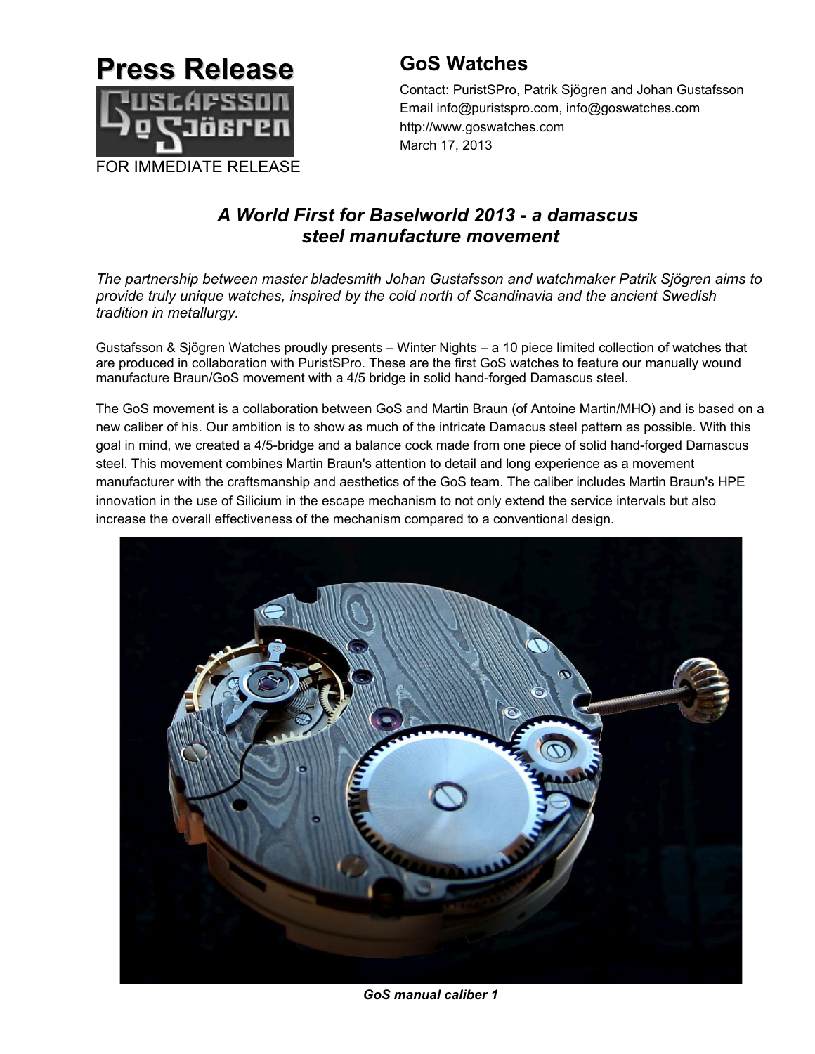# Press Release

FOR IMMEDIATE RELEASE

## GoS Watches

Contact: PuristSPro, Patrik Sjögren and Johan Gustafsson
Email info@puristspro.com, info@goswatches.com
http://www.goswatches.com
March 17, 2013

## *A World First for Baselworld 2013 - a damascus steel manufacture movement*

*The partnership between master bladesmith Johan Gustafsson and watchmaker Patrik Sjögren aims to provide truly unique watches, inspired by the cold north of Scandinavia and the ancient Swedish tradition in metallurgy.*

Gustafsson & Sjögren Watches proudly presents – Winter Nights – a 10 piece limited collection of watches that are produced in collaboration with PuristSPro. These are the first GoS watches to feature our manually wound manufacture Braun/GoS movement with a 4/5 bridge in solid hand-forged Damascus steel.

The GoS movement is a collaboration between GoS and Martin Braun (of Antoine Martin/MHO) and is based on a new caliber of his. Our ambition is to show as much of the intricate Damacus steel pattern as possible. With this goal in mind, we created a 4/5-bridge and a balance cock made from one piece of solid hand-forged Damascus steel. This movement combines Martin Braun's attention to detail and long experience as a movement manufacturer with the craftsmanship and aesthetics of the GoS team. The caliber includes Martin Braun's HPE innovation in the use of Silicium in the escape mechanism to not only extend the service intervals but also increase the overall effectiveness of the mechanism compared to a conventional design.

***GoS manual caliber 1***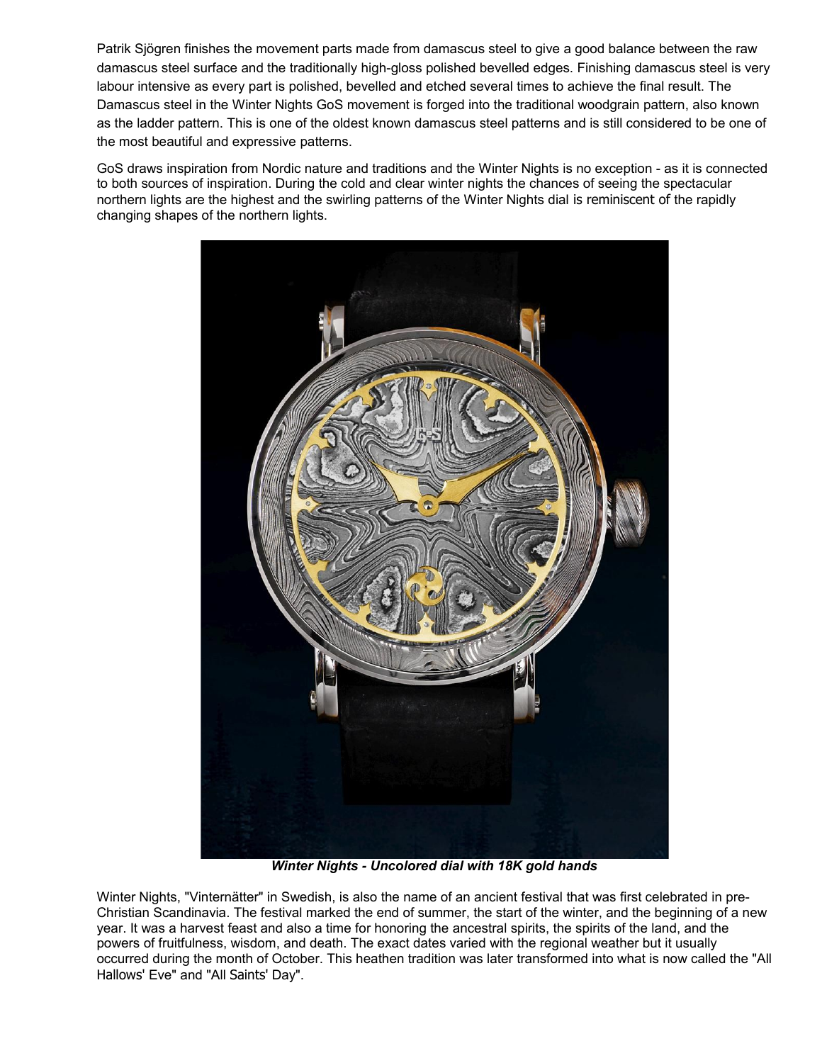Patrik Sjögren finishes the movement parts made from damascus steel to give a good balance between the raw damascus steel surface and the traditionally high-gloss polished bevelled edges. Finishing damascus steel is very labour intensive as every part is polished, bevelled and etched several times to achieve the final result. The Damascus steel in the Winter Nights GoS movement is forged into the traditional woodgrain pattern, also known as the ladder pattern. This is one of the oldest known damascus steel patterns and is still considered to be one of the most beautiful and expressive patterns.

GoS draws inspiration from Nordic nature and traditions and the Winter Nights is no exception - as it is connected to both sources of inspiration. During the cold and clear winter nights the chances of seeing the spectacular northern lights are the highest and the swirling patterns of the Winter Nights dial is reminiscent of the rapidly changing shapes of the northern lights.

***Winter Nights - Uncolored dial with 18K gold hands***

Winter Nights, "Vinternätter" in Swedish, is also the name of an ancient festival that was first celebrated in pre-Christian Scandinavia. The festival marked the end of summer, the start of the winter, and the beginning of a new year. It was a harvest feast and also a time for honoring the ancestral spirits, the spirits of the land, and the powers of fruitfulness, wisdom, and death. The exact dates varied with the regional weather but it usually occurred during the month of October. This heathen tradition was later transformed into what is now called the "All Hallows' Eve" and "All Saints' Day".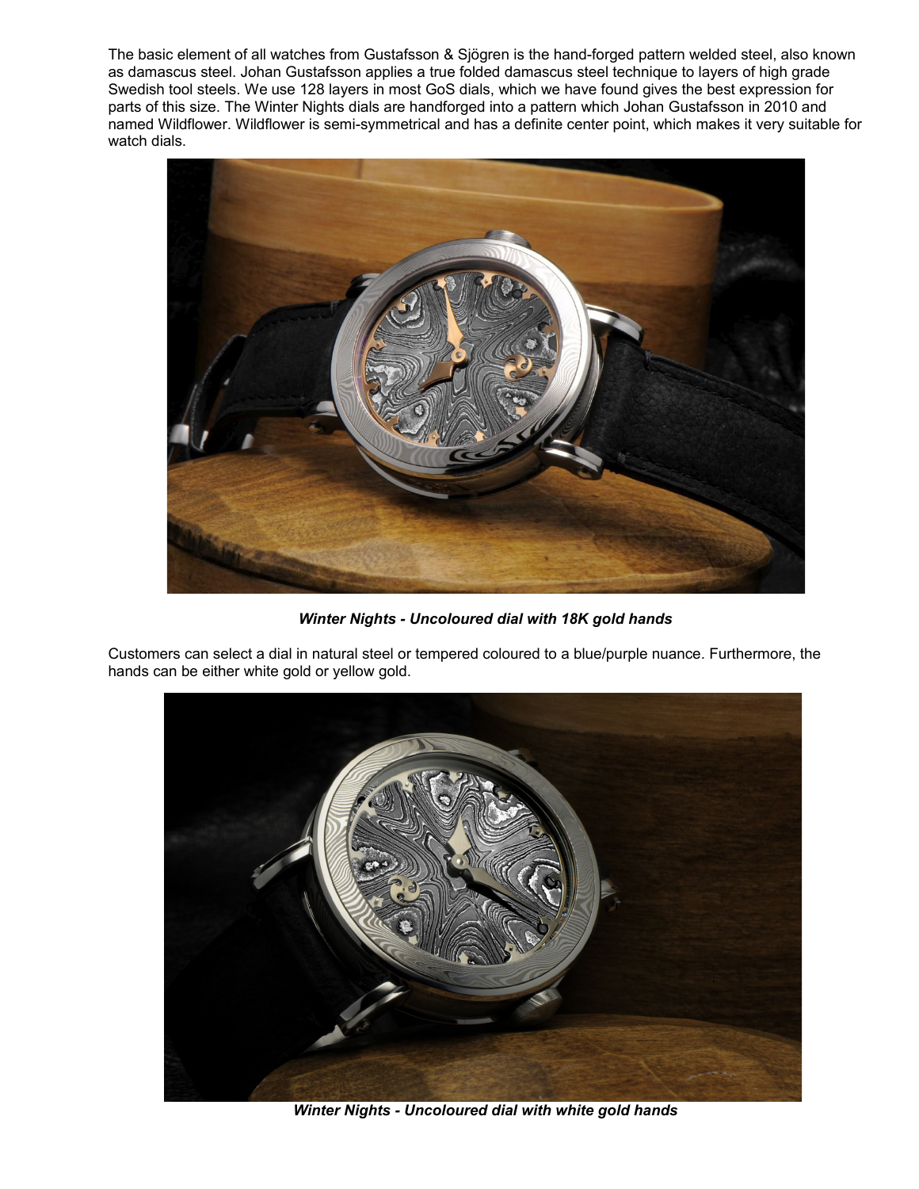The basic element of all watches from Gustafsson & Sjögren is the hand-forged pattern welded steel, also known as damascus steel. Johan Gustafsson applies a true folded damascus steel technique to layers of high grade Swedish tool steels. We use 128 layers in most GoS dials, which we have found gives the best expression for parts of this size. The Winter Nights dials are handforged into a pattern which Johan Gustafsson in 2010 and named Wildflower. Wildflower is semi-symmetrical and has a definite center point, which makes it very suitable for watch dials.

***Winter Nights - Uncoloured dial with 18K gold hands***

Customers can select a dial in natural steel or tempered coloured to a blue/purple nuance. Furthermore, the hands can be either white gold or yellow gold.

***Winter Nights - Uncoloured dial with white gold hands***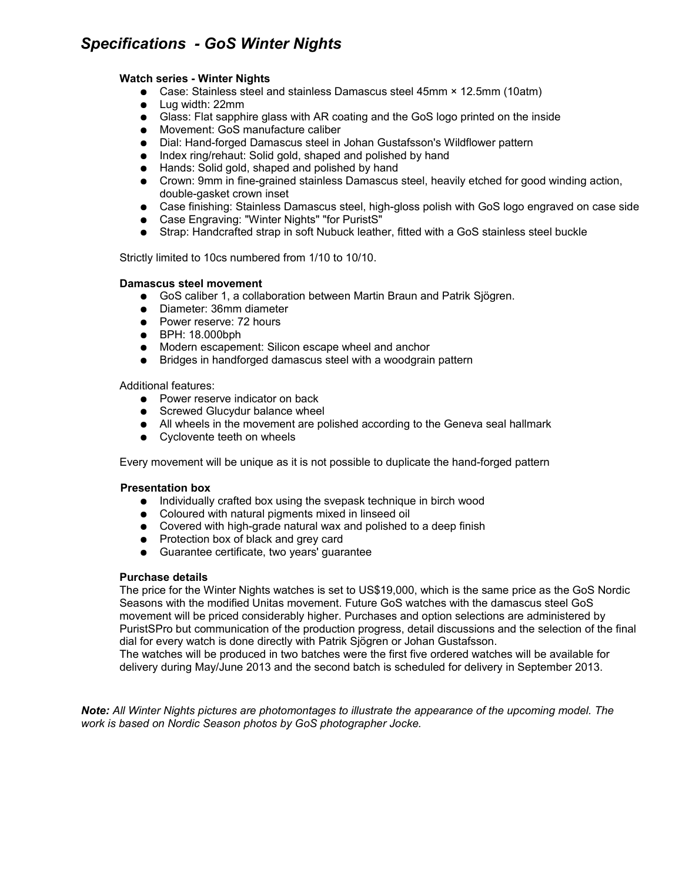# *Specifications - GoS Winter Nights*

**Watch series - Winter Nights**

- Case: Stainless steel and stainless Damascus steel 45mm × 12.5mm (10atm)
- Lug width: 22mm
- Glass: Flat sapphire glass with AR coating and the GoS logo printed on the inside
- Movement: GoS manufacture caliber
- Dial: Hand-forged Damascus steel in Johan Gustafsson's Wildflower pattern
- Index ring/rehaut: Solid gold, shaped and polished by hand
- Hands: Solid gold, shaped and polished by hand
- Crown: 9mm in fine-grained stainless Damascus steel, heavily etched for good winding action, double-gasket crown inset
- Case finishing: Stainless Damascus steel, high-gloss polish with GoS logo engraved on case side
- Case Engraving: "Winter Nights" "for PuristS"
- Strap: Handcrafted strap in soft Nubuck leather, fitted with a GoS stainless steel buckle

Strictly limited to 10cs numbered from 1/10 to 10/10.

**Damascus steel movement**

- GoS caliber 1, a collaboration between Martin Braun and Patrik Sjögren.
- Diameter: 36mm diameter
- Power reserve: 72 hours
- BPH: 18.000bph
- Modern escapement: Silicon escape wheel and anchor
- Bridges in handforged damascus steel with a woodgrain pattern

Additional features:

- Power reserve indicator on back
- Screwed Glucydur balance wheel
- All wheels in the movement are polished according to the Geneva seal hallmark
- Cyclovente teeth on wheels

Every movement will be unique as it is not possible to duplicate the hand-forged pattern

**Presentation box**

- Individually crafted box using the svepask technique in birch wood
- Coloured with natural pigments mixed in linseed oil
- Covered with high-grade natural wax and polished to a deep finish
- Protection box of black and grey card
- Guarantee certificate, two years' guarantee

**Purchase details**

The price for the Winter Nights watches is set to US$19,000, which is the same price as the GoS Nordic Seasons with the modified Unitas movement. Future GoS watches with the damascus steel GoS movement will be priced considerably higher. Purchases and option selections are administered by PuristSPro but communication of the production progress, detail discussions and the selection of the final dial for every watch is done directly with Patrik Sjögren or Johan Gustafsson.
The watches will be produced in two batches were the first five ordered watches will be available for delivery during May/June 2013 and the second batch is scheduled for delivery in September 2013.

***Note:*** *All Winter Nights pictures are photomontages to illustrate the appearance of the upcoming model. The work is based on Nordic Season photos by GoS photographer Jocke.*